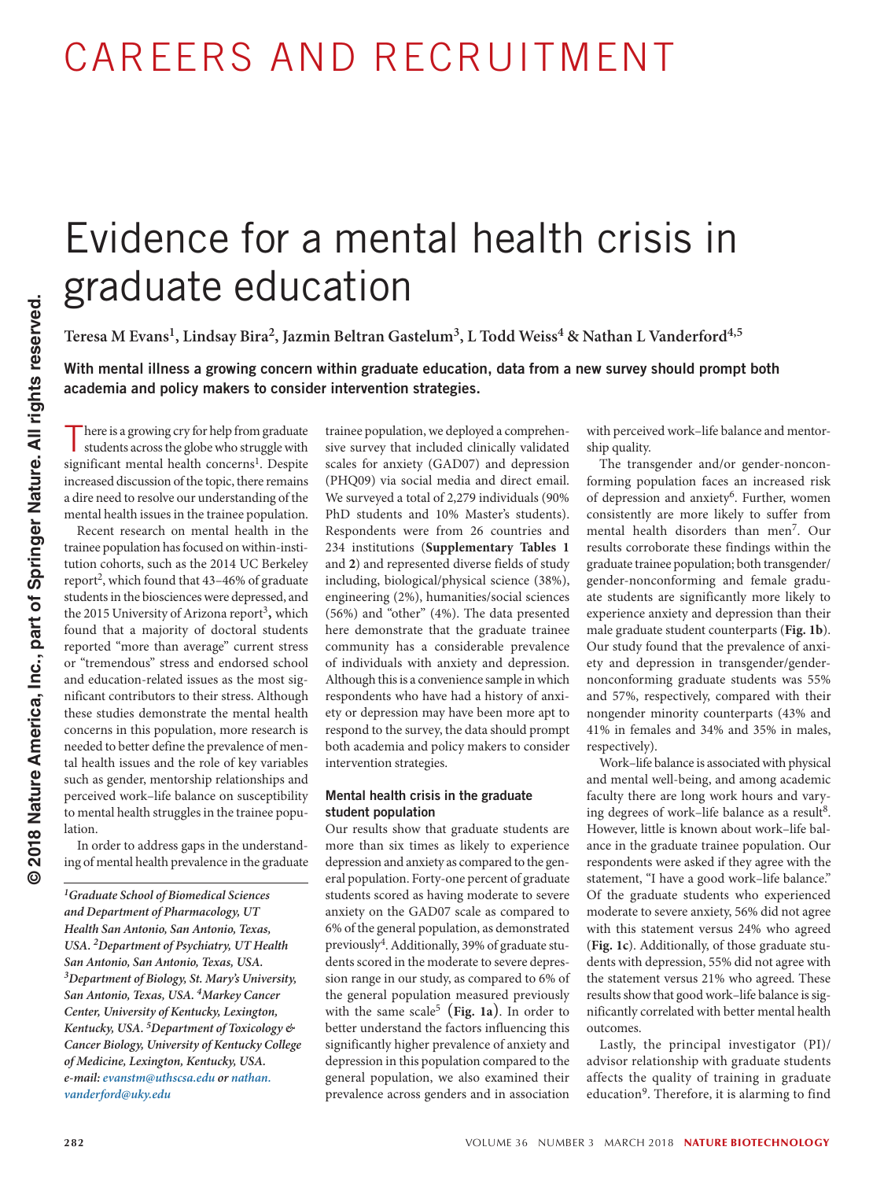# Evidence for a mental health crisis in graduate education

**Teresa M Evans[1], Lindsay Bira[2], Jazmin Beltran Gastelum[3], L Todd Weiss[4] & Nathan L Vanderford[4,5]**

**With mental illness a growing concern within graduate education, data from a new survey should prompt both academia and policy makers to consider intervention strategies.**

There is a growing cry for help from graduate students across the globe who struggle with significant mental health concerns[1]. Despite increased discussion of the topic, there remains a dire need to resolve our understanding of the mental health issues in the trainee population.

Recent research on mental health in the trainee population has focused on within-institution cohorts, such as the 2014 UC Berkeley report[2], which found that 43–46% of graduate students in the biosciences were depressed, and the 2015 University of Arizona report[3], which found that a majority of doctoral students reported "more than average" current stress or "tremendous" stress and endorsed school and education-related issues as the most significant contributors to their stress. Although these studies demonstrate the mental health concerns in this population, more research is needed to better define the prevalence of mental health issues and the role of key variables such as gender, mentorship relationships and perceived work–life balance on susceptibility to mental health struggles in the trainee population.

In order to address gaps in the understanding of mental health prevalence in the graduate trainee population, we deployed a comprehensive survey that included clinically validated scales for anxiety (GAD07) and depression (PHQ09) via social media and direct email. We surveyed a total of 2,279 individuals (90% PhD students and 10% Master's students). Respondents were from 26 countries and 234 institutions (**Supplementary Tables 1** and **2**) and represented diverse fields of study including, biological/physical science (38%), engineering (2%), humanities/social sciences (56%) and "other" (4%). The data presented here demonstrate that the graduate trainee community has a considerable prevalence of individuals with anxiety and depression. Although this is a convenience sample in which respondents who have had a history of anxiety or depression may have been more apt to respond to the survey, the data should prompt both academia and policy makers to consider intervention strategies.

## Mental health crisis in the graduate student population

Our results show that graduate students are more than six times as likely to experience depression and anxiety as compared to the general population. Forty-one percent of graduate students scored as having moderate to severe anxiety on the GAD07 scale as compared to 6% of the general population, as demonstrated previously[4]. Additionally, 39% of graduate students scored in the moderate to severe depression range in our study, as compared to 6% of the general population measured previously with the same scale[5] (**Fig. 1a**). In order to better understand the factors influencing this significantly higher prevalence of anxiety and depression in this population compared to the general population, we also examined their prevalence across genders and in association with perceived work–life balance and mentorship quality.

The transgender and/or gender-nonconforming population faces an increased risk of depression and anxiety[6]. Further, women consistently are more likely to suffer from mental health disorders than men[7]. Our results corroborate these findings within the graduate trainee population; both transgender/gender-nonconforming and female graduate students are significantly more likely to experience anxiety and depression than their male graduate student counterparts (**Fig. 1b**). Our study found that the prevalence of anxiety and depression in transgender/gender-nonconforming graduate students was 55% and 57%, respectively, compared with their nongender minority counterparts (43% and 41% in females and 34% and 35% in males, respectively).

Work–life balance is associated with physical and mental well-being, and among academic faculty there are long work hours and varying degrees of work–life balance as a result[8]. However, little is known about work–life balance in the graduate trainee population. Our respondents were asked if they agree with the statement, "I have a good work–life balance." Of the graduate students who experienced moderate to severe anxiety, 56% did not agree with this statement versus 24% who agreed (**Fig. 1c**). Additionally, of those graduate students with depression, 55% did not agree with the statement versus 21% who agreed. These results show that good work–life balance is significantly correlated with better mental health outcomes.

Lastly, the principal investigator (PI)/advisor relationship with graduate students affects the quality of training in graduate education[9]. Therefore, it is alarming to find

*[1]Graduate School of Biomedical Sciences and Department of Pharmacology, UT Health San Antonio, San Antonio, Texas, USA. [2]Department of Psychiatry, UT Health San Antonio, San Antonio, Texas, USA. [3]Department of Biology, St. Mary's University, San Antonio, Texas, USA. [4]Markey Cancer Center, University of Kentucky, Lexington, Kentucky, USA. [5]Department of Toxicology & Cancer Biology, University of Kentucky College of Medicine, Lexington, Kentucky, USA. e-mail: evanstm@uthscsa.edu or nathan.vanderford@uky.edu*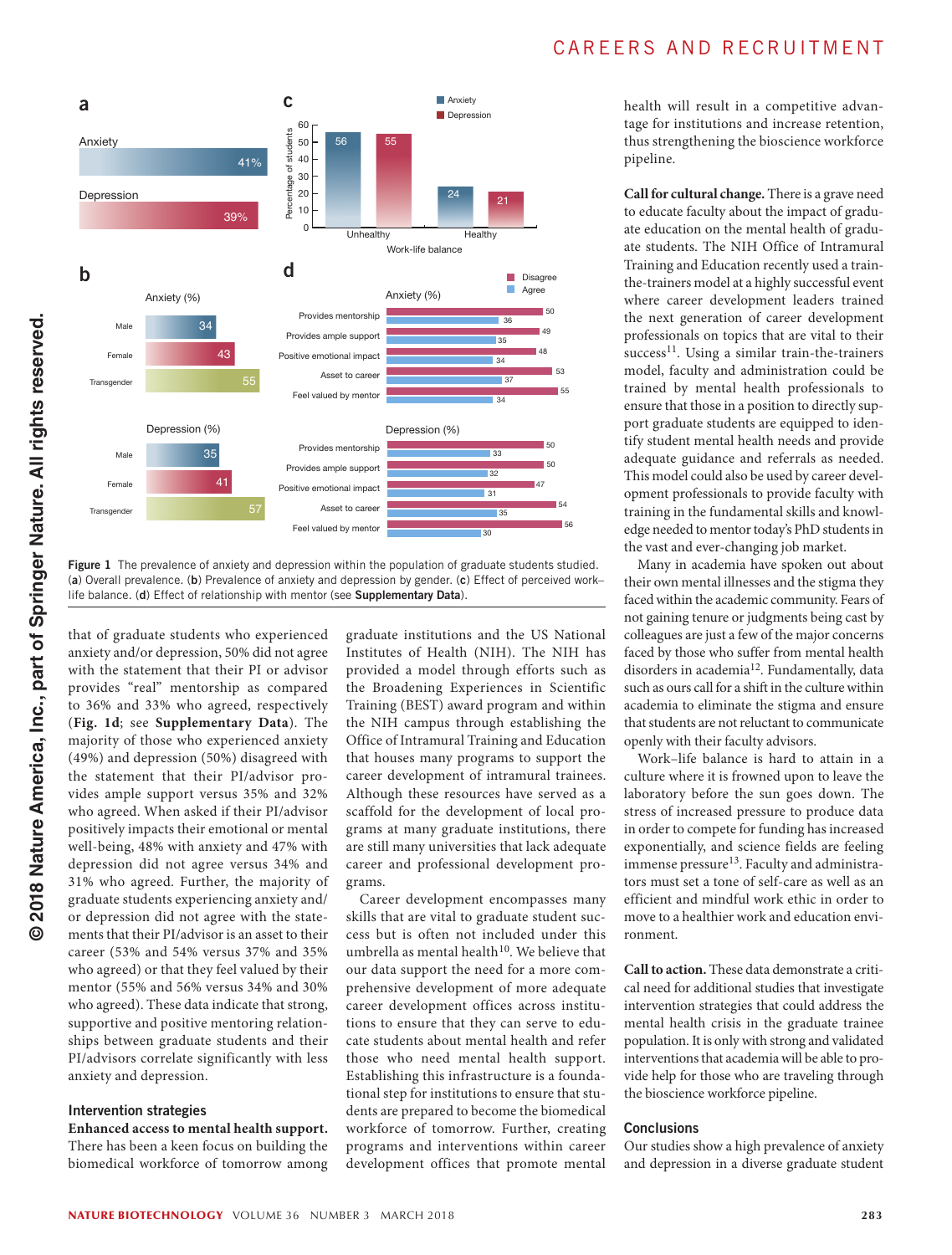a

Anxiety
41%

Depression
39%

b

Anxiety (%)

Male 34
Female 43
Transgender 55

Depression (%)

Male 35
Female 41
Transgender 57

c

Anxiety
Depression

Percentage of students
0 10 20 30 40 50 60

56 55 24 21

Unhealthy Healthy

Work-life balance

d

Disagree
Agree

Anxiety (%)

Provides mentorship 50 36
Provides ample support 49 35
Positive emotional impact 48 34
Asset to career 53 37
Feel valued by mentor 55 34

Depression (%)

Provides mentorship 50 33
Provides ample support 50 32
Positive emotional impact 47 31
Asset to career 54 35
Feel valued by mentor 56 30

**Figure 1** The prevalence of anxiety and depression within the population of graduate students studied. (**a**) Overall prevalence. (**b**) Prevalence of anxiety and depression by gender. (**c**) Effect of perceived work–life balance. (**d**) Effect of relationship with mentor (see **Supplementary Data**).

that of graduate students who experienced anxiety and/or depression, 50% did not agree with the statement that their PI or advisor provides "real" mentorship as compared to 36% and 33% who agreed, respectively (**Fig. 1d**; see **Supplementary Data**). The majority of those who experienced anxiety (49%) and depression (50%) disagreed with the statement that their PI/advisor provides ample support versus 35% and 32% who agreed. When asked if their PI/advisor positively impacts their emotional or mental well-being, 48% with anxiety and 47% with depression did not agree versus 34% and 31% who agreed. Further, the majority of graduate students experiencing anxiety and/or depression did not agree with the statements that their PI/advisor is an asset to their career (53% and 54% versus 37% and 35% who agreed) or that they feel valued by their mentor (55% and 56% versus 34% and 30% who agreed). These data indicate that strong, supportive and positive mentoring relationships between graduate students and their PI/advisors correlate significantly with less anxiety and depression.

## Intervention strategies

**Enhanced access to mental health support.** There has been a keen focus on building the biomedical workforce of tomorrow among graduate institutions and the US National Institutes of Health (NIH). The NIH has provided a model through efforts such as the Broadening Experiences in Scientific Training (BEST) award program and within the NIH campus through establishing the Office of Intramural Training and Education that houses many programs to support the career development of intramural trainees. Although these resources have served as a scaffold for the development of local programs at many graduate institutions, there are still many universities that lack adequate career and professional development programs.

Career development encompasses many skills that are vital to graduate student success but is often not included under this umbrella as mental health[10]. We believe that our data support the need for a more comprehensive development of more adequate career development offices across institutions to ensure that they can serve to educate students about mental health and refer those who need mental health support. Establishing this infrastructure is a foundational step for institutions to ensure that students are prepared to become the biomedical workforce of tomorrow. Further, creating programs and interventions within career development offices that promote mental health will result in a competitive advantage for institutions and increase retention, thus strengthening the bioscience workforce pipeline.

**Call for cultural change.** There is a grave need to educate faculty about the impact of graduate education on the mental health of graduate students. The NIH Office of Intramural Training and Education recently used a train-the-trainers model at a highly successful event where career development leaders trained the next generation of career development professionals on topics that are vital to their success[11]. Using a similar train-the-trainers model, faculty and administration could be trained by mental health professionals to ensure that those in a position to directly support graduate students are equipped to identify student mental health needs and provide adequate guidance and referrals as needed. This model could also be used by career development professionals to provide faculty with training in the fundamental skills and knowledge needed to mentor today's PhD students in the vast and ever-changing job market.

Many in academia have spoken out about their own mental illnesses and the stigma they faced within the academic community. Fears of not gaining tenure or judgments being cast by colleagues are just a few of the major concerns faced by those who suffer from mental health disorders in academia[12]. Fundamentally, data such as ours call for a shift in the culture within academia to eliminate the stigma and ensure that students are not reluctant to communicate openly with their faculty advisors.

Work–life balance is hard to attain in a culture where it is frowned upon to leave the laboratory before the sun goes down. The stress of increased pressure to produce data in order to compete for funding has increased exponentially, and science fields are feeling immense pressure[13]. Faculty and administrators must set a tone of self-care as well as an efficient and mindful work ethic in order to move to a healthier work and education environment.

**Call to action.** These data demonstrate a critical need for additional studies that investigate intervention strategies that could address the mental health crisis in the graduate trainee population. It is only with strong and validated interventions that academia will be able to provide help for those who are traveling through the bioscience workforce pipeline.

## Conclusions

Our studies show a high prevalence of anxiety and depression in a diverse graduate student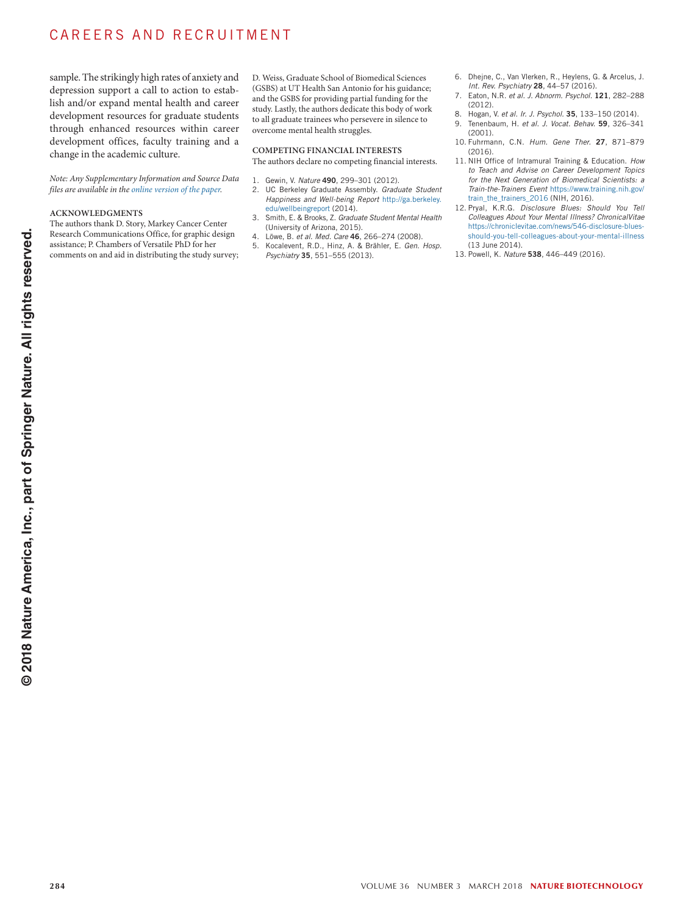sample. The strikingly high rates of anxiety and depression support a call to action to establish and/or expand mental health and career development resources for graduate students through enhanced resources within career development offices, faculty training and a change in the academic culture.

*Note: Any Supplementary Information and Source Data files are available in the online version of the paper.*

### ACKNOWLEDGMENTS

The authors thank D. Story, Markey Cancer Center Research Communications Office, for graphic design assistance; P. Chambers of Versatile PhD for her comments on and aid in distributing the study survey; D. Weiss, Graduate School of Biomedical Sciences (GSBS) at UT Health San Antonio for his guidance; and the GSBS for providing partial funding for the study. Lastly, the authors dedicate this body of work to all graduate trainees who persevere in silence to overcome mental health struggles.

### COMPETING FINANCIAL INTERESTS

The authors declare no competing financial interests.

1. Gewin, V. *Nature* **490**, 299–301 (2012).
2. UC Berkeley Graduate Assembly. *Graduate Student Happiness and Well-being Report* http://ga.berkeley.edu/wellbeingreport (2014).
3. Smith, E. & Brooks, Z. *Graduate Student Mental Health* (University of Arizona, 2015).
4. Löwe, B. *et al. Med. Care* **46**, 266–274 (2008).
5. Kocalevent, R.D., Hinz, A. & Brähler, E. *Gen. Hosp. Psychiatry* **35**, 551–555 (2013).
6. Dhejne, C., Van Vlerken, R., Heylens, G. & Arcelus, J. *Int. Rev. Psychiatry* **28**, 44–57 (2016).
7. Eaton, N.R. *et al. J. Abnorm. Psychol.* **121**, 282–288 (2012).
8. Hogan, V. *et al. Ir. J. Psychol.* **35**, 133–150 (2014).
9. Tenenbaum, H. *et al. J. Vocat. Behav.* **59**, 326–341 (2001).
10. Fuhrmann, C.N. *Hum. Gene Ther.* **27**, 871–879 (2016).
11. NIH Office of Intramural Training & Education. *How to Teach and Advise on Career Development Topics for the Next Generation of Biomedical Scientists: a Train-the-Trainers Event* https://www.training.nih.gov/train_the_trainers_2016 (NIH, 2016).
12. Pryal, K.R.G. *Disclosure Blues: Should You Tell Colleagues About Your Mental Illness? ChronicalVitae* https://chroniclevitae.com/news/546-disclosure-blues-should-you-tell-colleagues-about-your-mental-illness (13 June 2014).
13. Powell, K. *Nature* **538**, 446–449 (2016).